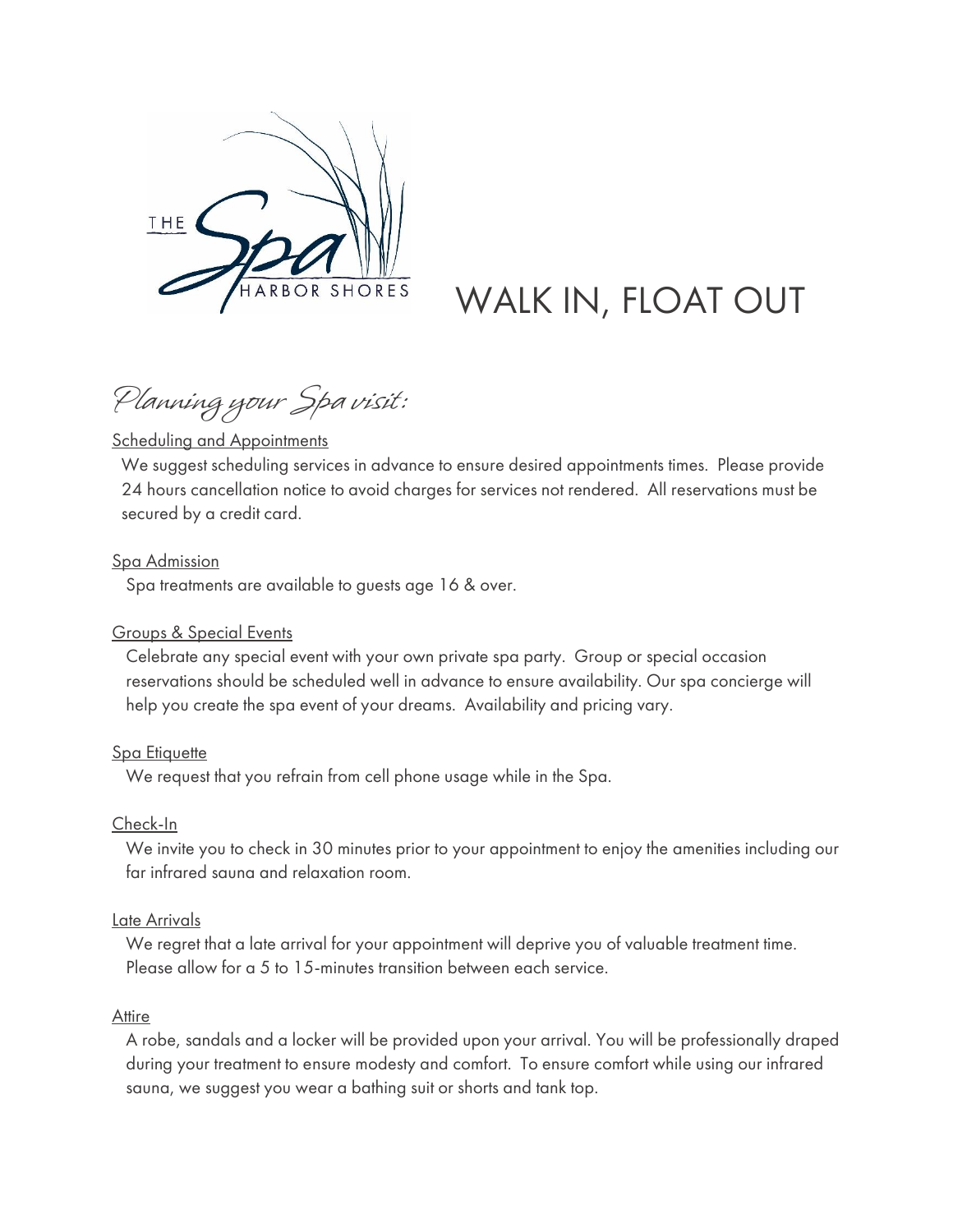THE Spa HARBOR SHORES

# WALK IN, FLOAT OUT

## *Planning your Spa visit:*

### Scheduling and Appointments

We suggest scheduling services in advance to ensure desired appointments times. Please provide 24 hours cancellation notice to avoid charges for services not rendered. All reservations must be secured by a credit card.

### Spa Admission

Spa treatments are available to guests age 16 & over.

### Groups & Special Events

Celebrate any special event with your own private spa party. Group or special occasion reservations should be scheduled well in advance to ensure availability. Our spa concierge will help you create the spa event of your dreams. Availability and pricing vary.

### Spa Etiquette

We request that you refrain from cell phone usage while in the Spa.

### Check-In

We invite you to check in 30 minutes prior to your appointment to enjoy the amenities including our far infrared sauna and relaxation room.

### Late Arrivals

We regret that a late arrival for your appointment will deprive you of valuable treatment time. Please allow for a 5 to 15-minutes transition between each service.

### Attire

A robe, sandals and a locker will be provided upon your arrival. You will be professionally draped during your treatment to ensure modesty and comfort. To ensure comfort while using our infrared sauna, we suggest you wear a bathing suit or shorts and tank top.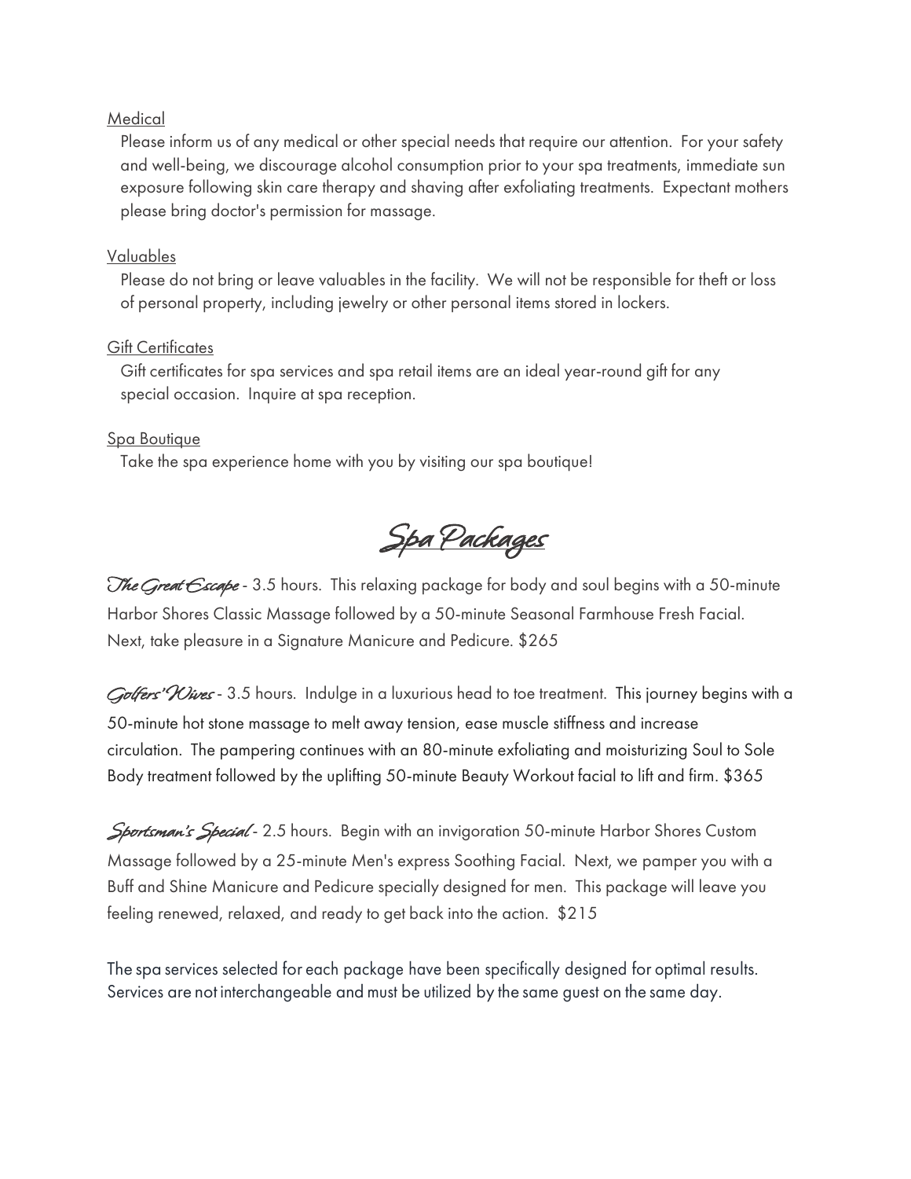Medical

Please inform us of any medical or other special needs that require our attention. For your safety and well-being, we discourage alcohol consumption prior to your spa treatments, immediate sun exposure following skin care therapy and shaving after exfoliating treatments. Expectant mothers please bring doctor's permission for massage.

Valuables

Please do not bring or leave valuables in the facility. We will not be responsible for theft or loss of personal property, including jewelry or other personal items stored in lockers.

Gift Certificates

Gift certificates for spa services and spa retail items are an ideal year-round gift for any special occasion. Inquire at spa reception.

Spa Boutique

Take the spa experience home with you by visiting our spa boutique!

## Spa Packages

*The Great Escape* - 3.5 hours. This relaxing package for body and soul begins with a 50-minute Harbor Shores Classic Massage followed by a 50-minute Seasonal Farmhouse Fresh Facial. Next, take pleasure in a Signature Manicure and Pedicure. $265

*Golfers' Wives* - 3.5 hours. Indulge in a luxurious head to toe treatment. This journey begins with a 50-minute hot stone massage to melt away tension, ease muscle stiffness and increase circulation. The pampering continues with an 80-minute exfoliating and moisturizing Soul to Sole Body treatment followed by the uplifting 50-minute Beauty Workout facial to lift and firm. $365

*Sportsman's Special* - 2.5 hours. Begin with an invigoration 50-minute Harbor Shores Custom Massage followed by a 25-minute Men's express Soothing Facial. Next, we pamper you with a Buff and Shine Manicure and Pedicure specially designed for men. This package will leave you feeling renewed, relaxed, and ready to get back into the action. $215

The spa services selected for each package have been specifically designed for optimal results. Services are not interchangeable and must be utilized by the same guest on the same day.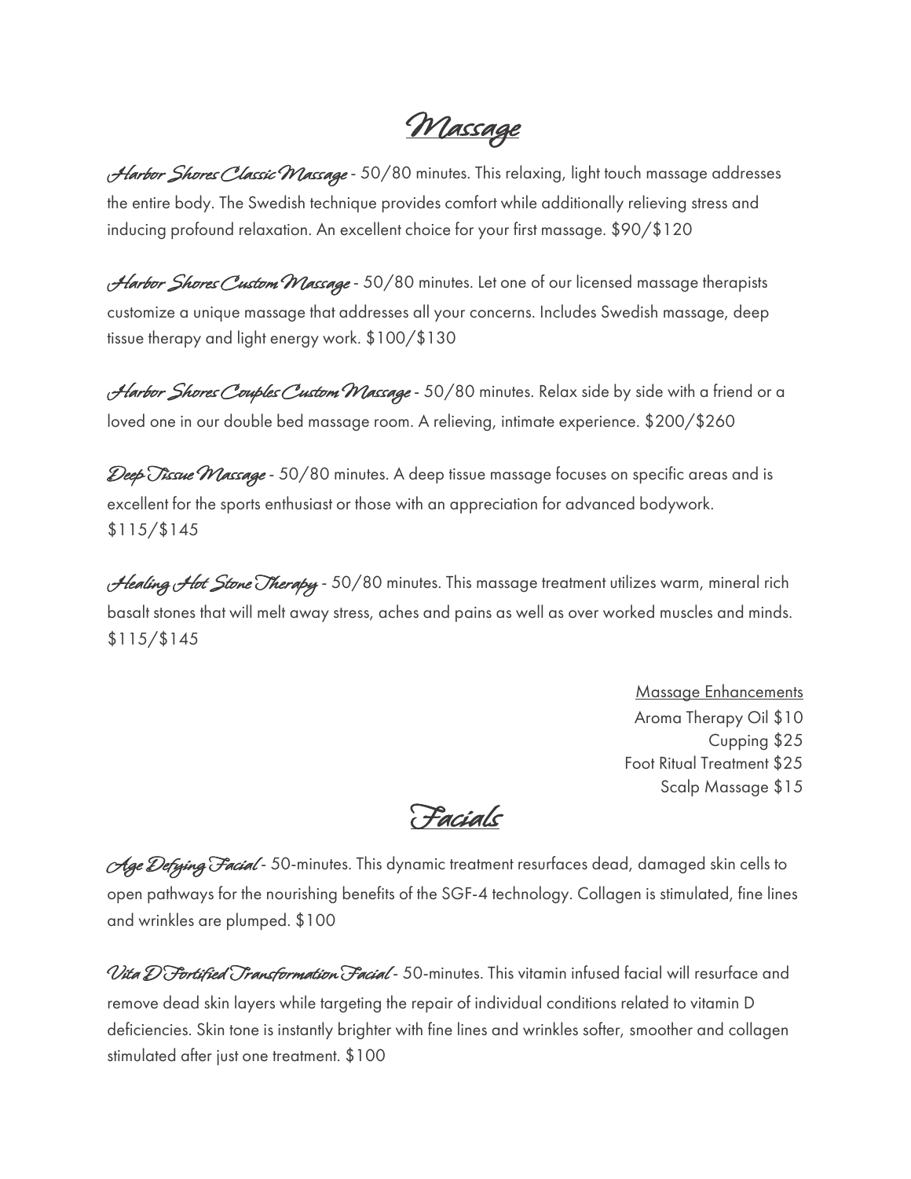# Massage

*Harbor Shores Classic Massage* - 50/80 minutes. This relaxing, light touch massage addresses the entire body. The Swedish technique provides comfort while additionally relieving stress and inducing profound relaxation. An excellent choice for your first massage. $90/$120

*Harbor Shores Custom Massage* - 50/80 minutes. Let one of our licensed massage therapists customize a unique massage that addresses all your concerns. Includes Swedish massage, deep tissue therapy and light energy work. $100/$130

*Harbor Shores Couples Custom Massage* - 50/80 minutes. Relax side by side with a friend or a loved one in our double bed massage room. A relieving, intimate experience. $200/$260

*Deep Tissue Massage* - 50/80 minutes. A deep tissue massage focuses on specific areas and is excellent for the sports enthusiast or those with an appreciation for advanced bodywork. $115/$145

*Healing Hot Stone Therapy* - 50/80 minutes. This massage treatment utilizes warm, mineral rich basalt stones that will melt away stress, aches and pains as well as over worked muscles and minds. $115/$145

<u>Massage Enhancements</u>

Aroma Therapy Oil $10
Cupping $25
Foot Ritual Treatment $25
Scalp Massage $15

# Facials

*Age Defying Facial* - 50-minutes. This dynamic treatment resurfaces dead, damaged skin cells to open pathways for the nourishing benefits of the SGF-4 technology. Collagen is stimulated, fine lines and wrinkles are plumped. $100

*Vita D Fortified Transformation Facial* - 50-minutes. This vitamin infused facial will resurface and remove dead skin layers while targeting the repair of individual conditions related to vitamin D deficiencies. Skin tone is instantly brighter with fine lines and wrinkles softer, smoother and collagen stimulated after just one treatment. $100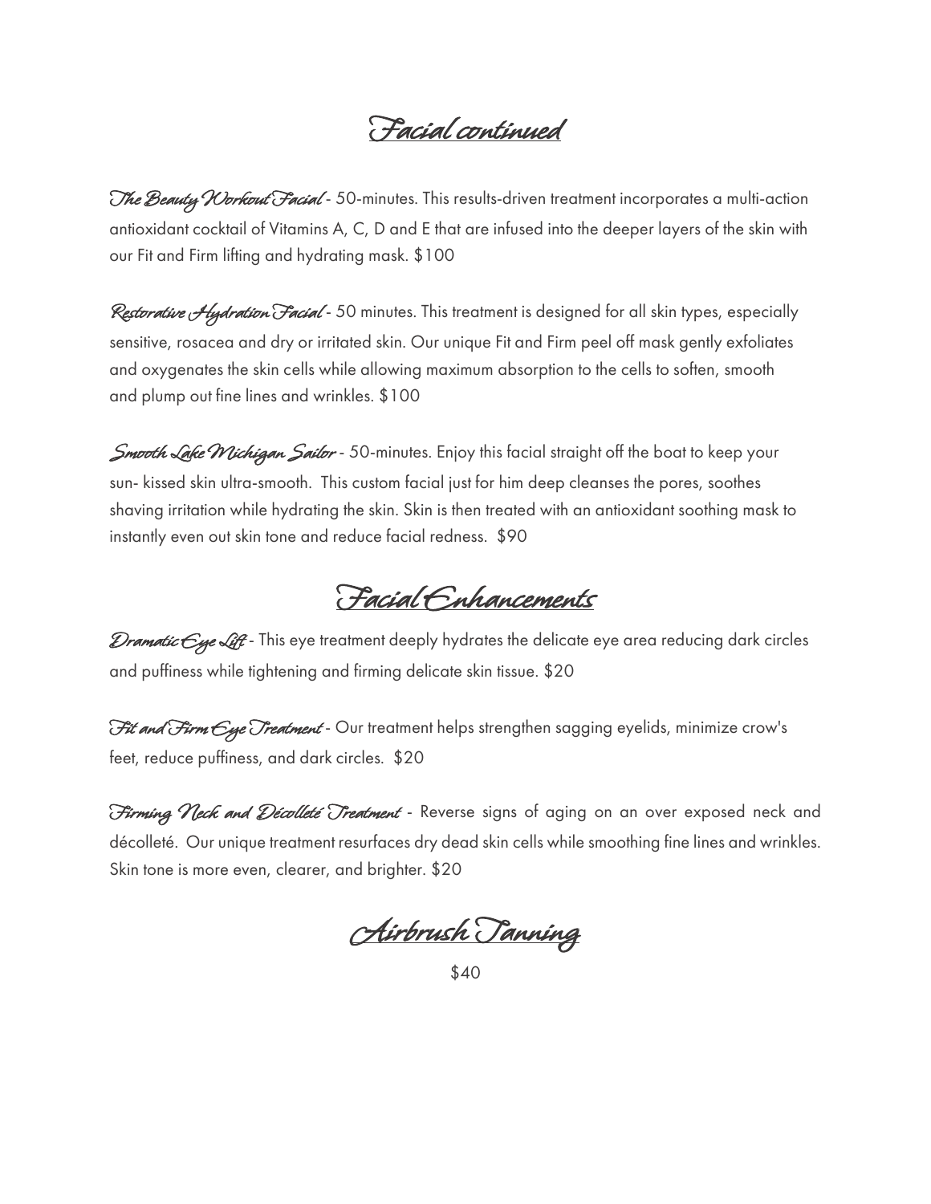## Facial continued

*The Beauty Workout Facial* - 50-minutes. This results-driven treatment incorporates a multi-action antioxidant cocktail of Vitamins A, C, D and E that are infused into the deeper layers of the skin with our Fit and Firm lifting and hydrating mask. $100

*Restorative Hydration Facial* - 50 minutes. This treatment is designed for all skin types, especially sensitive, rosacea and dry or irritated skin. Our unique Fit and Firm peel off mask gently exfoliates and oxygenates the skin cells while allowing maximum absorption to the cells to soften, smooth and plump out fine lines and wrinkles. $100

*Smooth Lake Michigan Sailor* - 50-minutes. Enjoy this facial straight off the boat to keep your sun- kissed skin ultra-smooth. This custom facial just for him deep cleanses the pores, soothes shaving irritation while hydrating the skin. Skin is then treated with an antioxidant soothing mask to instantly even out skin tone and reduce facial redness. $90

## Facial Enhancements

*Dramatic Eye Lift* - This eye treatment deeply hydrates the delicate eye area reducing dark circles and puffiness while tightening and firming delicate skin tissue. $20

*Fit and Firm Eye Treatment* - Our treatment helps strengthen sagging eyelids, minimize crow's feet, reduce puffiness, and dark circles. $20

*Firming Neck and Décolleté Treatment* - Reverse signs of aging on an over exposed neck and décolleté. Our unique treatment resurfaces dry dead skin cells while smoothing fine lines and wrinkles. Skin tone is more even, clearer, and brighter. $20

## Airbrush Tanning

$40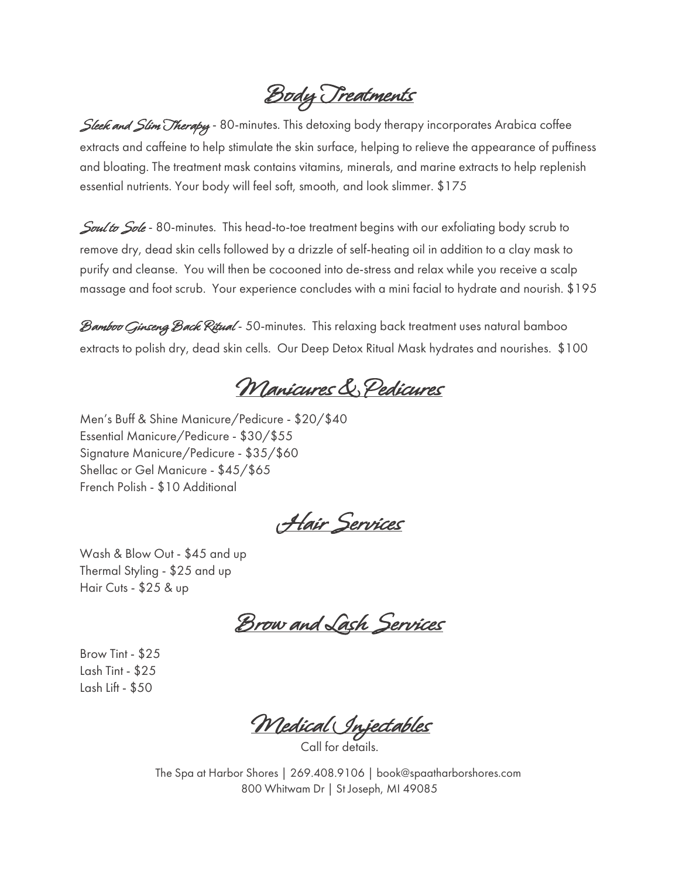## Body Treatments

*Sleek and Slim Therapy* - 80-minutes. This detoxing body therapy incorporates Arabica coffee extracts and caffeine to help stimulate the skin surface, helping to relieve the appearance of puffiness and bloating. The treatment mask contains vitamins, minerals, and marine extracts to help replenish essential nutrients. Your body will feel soft, smooth, and look slimmer. $175

*Soul to Sole* - 80-minutes. This head-to-toe treatment begins with our exfoliating body scrub to remove dry, dead skin cells followed by a drizzle of self-heating oil in addition to a clay mask to purify and cleanse. You will then be cocooned into de-stress and relax while you receive a scalp massage and foot scrub. Your experience concludes with a mini facial to hydrate and nourish. $195

*Bamboo Ginseng Back Ritual* - 50-minutes. This relaxing back treatment uses natural bamboo extracts to polish dry, dead skin cells. Our Deep Detox Ritual Mask hydrates and nourishes. $100

## Manicures & Pedicures

Men's Buff & Shine Manicure/Pedicure - $20/$40
Essential Manicure/Pedicure - $30/$55
Signature Manicure/Pedicure - $35/$60
Shellac or Gel Manicure - $45/$65
French Polish - $10 Additional

## Hair Services

Wash & Blow Out - $45 and up
Thermal Styling - $25 and up
Hair Cuts - $25 & up

## Brow and Lash Services

Brow Tint - $25
Lash Tint - $25
Lash Lift - $50

## Medical Injectables

Call for details.

The Spa at Harbor Shores | 269.408.9106 | book@spaatharborshores.com
800 Whitwam Dr | St Joseph, MI 49085